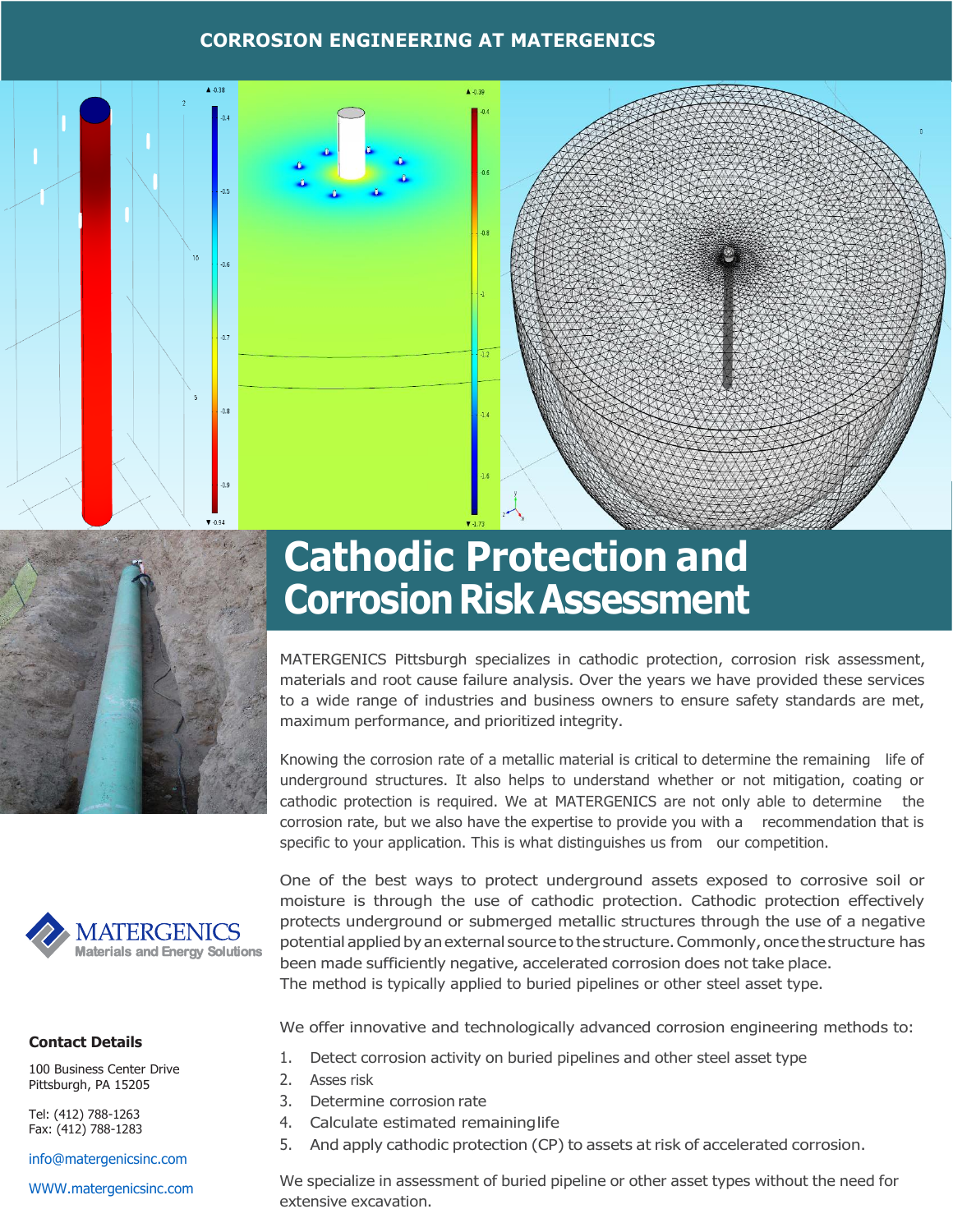CORROSION ENGINEERING AT MATERGENICS

# Cathodic Protection and Corrosion Risk Assessment

MATERGENICS Pittsburgh specializes in cathodic protection, corrosion risk assessment, materials and root cause failure analysis. Over the years we have provided these services to a wide range of industries and business owners to ensure safety standards are met, maximum performance, and prioritized integrity.

Knowing the corrosion rate of a metallic material is critical to determine the remaining life of underground structures. It also helps to understand whether or not mitigation, coating or cathodic protection is required. We at MATERGENICS are not only able to determine the corrosion rate, but we also have the expertise to provide you with a recommendation that is specific to your application. This is what distinguishes us from our competition.

One of the best ways to protect underground assets exposed to corrosive soil or moisture is through the use of cathodic protection. Cathodic protection effectively protects underground or submerged metallic structures through the use of a negative potential applied by an external source to the structure. Commonly, once the structure has been made sufficiently negative, accelerated corrosion does not take place. The method is typically applied to buried pipelines or other steel asset type.

We offer innovative and technologically advanced corrosion engineering methods to:

1. Detect corrosion activity on buried pipelines and other steel asset type
2. Asses risk
3. Determine corrosion rate
4. Calculate estimated remaining life
5. And apply cathodic protection (CP) to assets at risk of accelerated corrosion.

We specialize in assessment of buried pipeline or other asset types without the need for extensive excavation.

MATERGENICS
Materials and Energy Solutions

**Contact Details**

100 Business Center Drive
Pittsburgh, PA 15205

Tel: (412) 788-1263
Fax: (412) 788-1283

info@matergenicsinc.com

WWW.matergenicsinc.com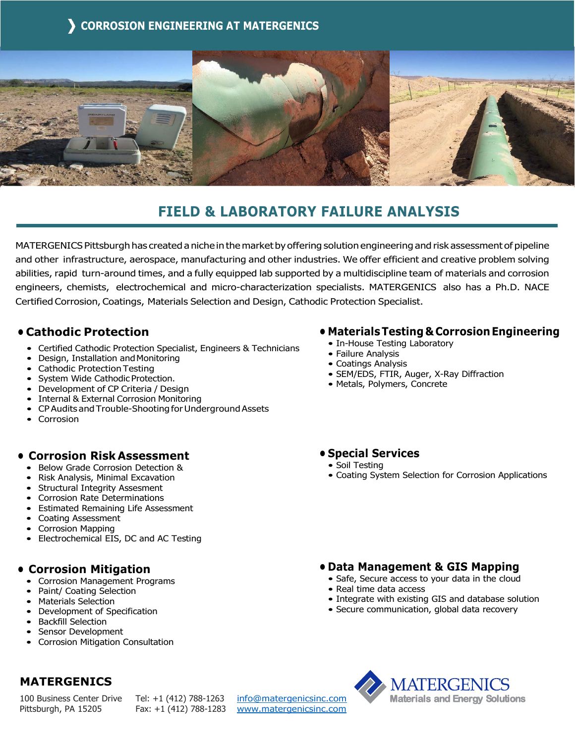## ❯ CORROSION ENGINEERING AT MATERGENICS

# FIELD & LABORATORY FAILURE ANALYSIS

MATERGENICS Pittsburgh has created a niche in the market by offering solution engineering and risk assessment of pipeline and other infrastructure, aerospace, manufacturing and other industries. We offer efficient and creative problem solving abilities, rapid turn-around times, and a fully equipped lab supported by a multidiscipline team of materials and corrosion engineers, chemists, electrochemical and micro-characterization specialists. MATERGENICS also has a Ph.D. NACE Certified Corrosion, Coatings, Materials Selection and Design, Cathodic Protection Specialist.

### Cathodic Protection

- Certified Cathodic Protection Specialist, Engineers & Technicians
- Design, Installation and Monitoring
- Cathodic Protection Testing
- System Wide Cathodic Protection.
- Development of CP Criteria / Design
- Internal & External Corrosion Monitoring
- CP Audits and Trouble-Shooting for Underground Assets
- Corrosion

### Corrosion Risk Assessment

- Below Grade Corrosion Detection &
- Risk Analysis, Minimal Excavation
- Structural Integrity Assesment
- Corrosion Rate Determinations
- Estimated Remaining Life Assessment
- Coating Assessment
- Corrosion Mapping
- Electrochemical EIS, DC and AC Testing

### Corrosion Mitigation

- Corrosion Management Programs
- Paint/ Coating Selection
- Materials Selection
- Development of Specification
- Backfill Selection
- Sensor Development
- Corrosion Mitigation Consultation

### Materials Testing & Corrosion Engineering

- In-House Testing Laboratory
- Failure Analysis
- Coatings Analysis
- SEM/EDS, FTIR, Auger, X-Ray Diffraction
- Metals, Polymers, Concrete

### Special Services

- Soil Testing
- Coating System Selection for Corrosion Applications

### Data Management & GIS Mapping

- Safe, Secure access to your data in the cloud
- Real time data access
- Integrate with existing GIS and database solution
- Secure communication, global data recovery

**MATERGENICS**

100 Business Center Drive
Pittsburgh, PA 15205

Tel: +1 (412) 788-1263
Fax: +1 (412) 788-1283

info@matergenicsinc.com
www.matergenicsinc.com

MATERGENICS
Materials and Energy Solutions